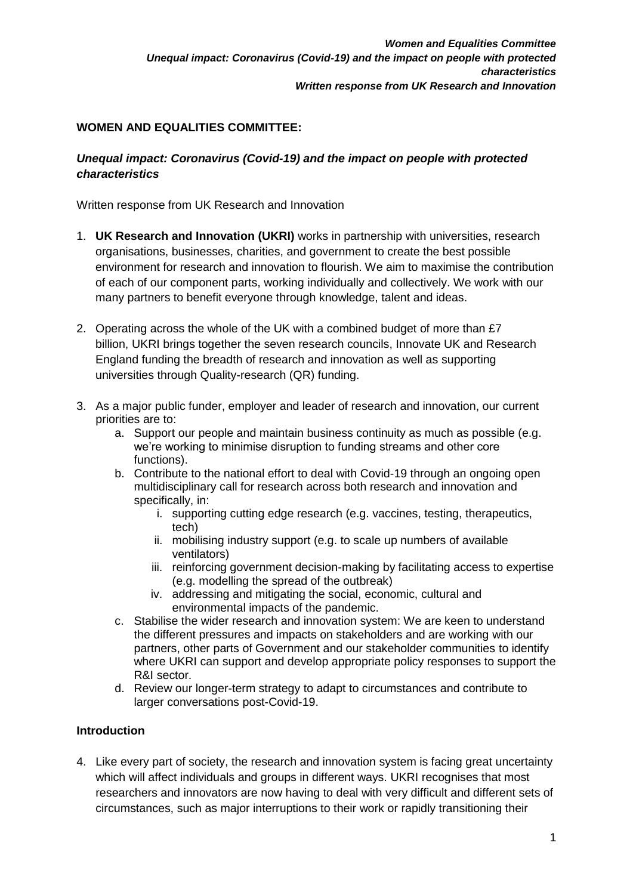**WOMEN AND EQUALITIES COMMITTEE:**

***Unequal impact: Coronavirus (Covid-19) and the impact on people with protected characteristics***

Written response from UK Research and Innovation

1. **UK Research and Innovation (UKRI)** works in partnership with universities, research organisations, businesses, charities, and government to create the best possible environment for research and innovation to flourish. We aim to maximise the contribution of each of our component parts, working individually and collectively. We work with our many partners to benefit everyone through knowledge, talent and ideas.

2. Operating across the whole of the UK with a combined budget of more than £7 billion, UKRI brings together the seven research councils, Innovate UK and Research England funding the breadth of research and innovation as well as supporting universities through Quality-research (QR) funding.

3. As a major public funder, employer and leader of research and innovation, our current priorities are to:
   a. Support our people and maintain business continuity as much as possible (e.g. we're working to minimise disruption to funding streams and other core functions).
   b. Contribute to the national effort to deal with Covid-19 through an ongoing open multidisciplinary call for research across both research and innovation and specifically, in:
      i. supporting cutting edge research (e.g. vaccines, testing, therapeutics, tech)
      ii. mobilising industry support (e.g. to scale up numbers of available ventilators)
      iii. reinforcing government decision-making by facilitating access to expertise (e.g. modelling the spread of the outbreak)
      iv. addressing and mitigating the social, economic, cultural and environmental impacts of the pandemic.
   c. Stabilise the wider research and innovation system: We are keen to understand the different pressures and impacts on stakeholders and are working with our partners, other parts of Government and our stakeholder communities to identify where UKRI can support and develop appropriate policy responses to support the R&I sector.
   d. Review our longer-term strategy to adapt to circumstances and contribute to larger conversations post-Covid-19.

**Introduction**

4. Like every part of society, the research and innovation system is facing great uncertainty which will affect individuals and groups in different ways. UKRI recognises that most researchers and innovators are now having to deal with very difficult and different sets of circumstances, such as major interruptions to their work or rapidly transitioning their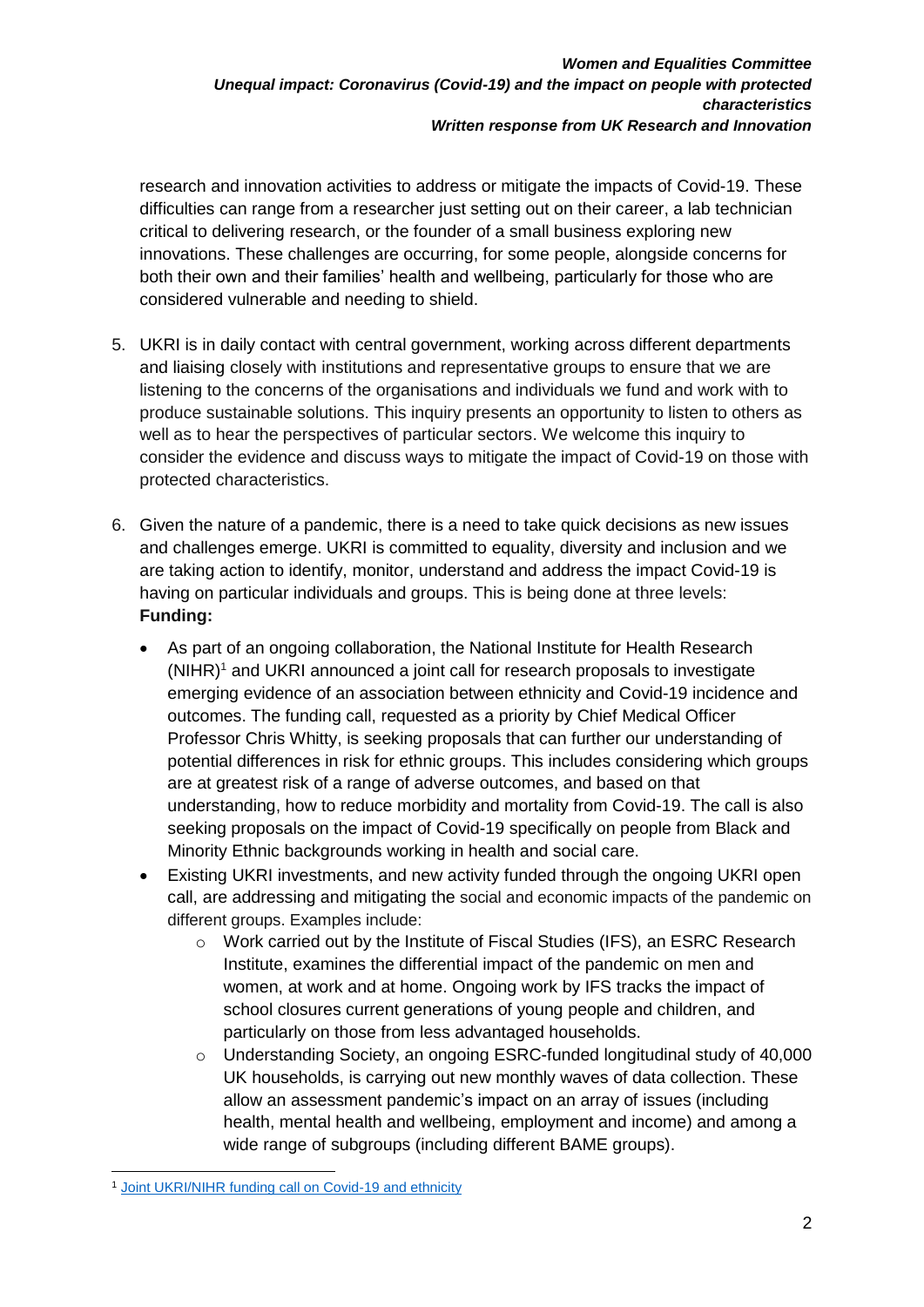research and innovation activities to address or mitigate the impacts of Covid-19. These difficulties can range from a researcher just setting out on their career, a lab technician critical to delivering research, or the founder of a small business exploring new innovations. These challenges are occurring, for some people, alongside concerns for both their own and their families' health and wellbeing, particularly for those who are considered vulnerable and needing to shield.

5. UKRI is in daily contact with central government, working across different departments and liaising closely with institutions and representative groups to ensure that we are listening to the concerns of the organisations and individuals we fund and work with to produce sustainable solutions. This inquiry presents an opportunity to listen to others as well as to hear the perspectives of particular sectors. We welcome this inquiry to consider the evidence and discuss ways to mitigate the impact of Covid-19 on those with protected characteristics.

6. Given the nature of a pandemic, there is a need to take quick decisions as new issues and challenges emerge. UKRI is committed to equality, diversity and inclusion and we are taking action to identify, monitor, understand and address the impact Covid-19 is having on particular individuals and groups. This is being done at three levels:
   **Funding:**
   - As part of an ongoing collaboration, the National Institute for Health Research (NIHR)[1] and UKRI announced a joint call for research proposals to investigate emerging evidence of an association between ethnicity and Covid-19 incidence and outcomes. The funding call, requested as a priority by Chief Medical Officer Professor Chris Whitty, is seeking proposals that can further our understanding of potential differences in risk for ethnic groups. This includes considering which groups are at greatest risk of a range of adverse outcomes, and based on that understanding, how to reduce morbidity and mortality from Covid-19. The call is also seeking proposals on the impact of Covid-19 specifically on people from Black and Minority Ethnic backgrounds working in health and social care.
   - Existing UKRI investments, and new activity funded through the ongoing UKRI open call, are addressing and mitigating the social and economic impacts of the pandemic on different groups. Examples include:
     - Work carried out by the Institute of Fiscal Studies (IFS), an ESRC Research Institute, examines the differential impact of the pandemic on men and women, at work and at home. Ongoing work by IFS tracks the impact of school closures current generations of young people and children, and particularly on those from less advantaged households.
     - Understanding Society, an ongoing ESRC-funded longitudinal study of 40,000 UK households, is carrying out new monthly waves of data collection. These allow an assessment pandemic's impact on an array of issues (including health, mental health and wellbeing, employment and income) and among a wide range of subgroups (including different BAME groups).

[1] Joint UKRI/NIHR funding call on Covid-19 and ethnicity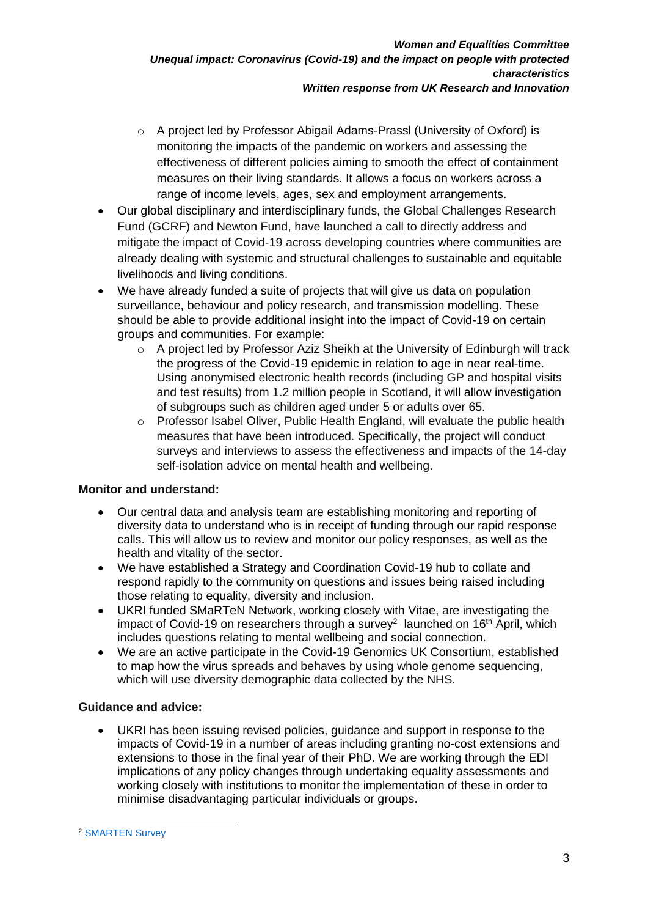- A project led by Professor Abigail Adams-Prassl (University of Oxford) is monitoring the impacts of the pandemic on workers and assessing the effectiveness of different policies aiming to smooth the effect of containment measures on their living standards. It allows a focus on workers across a range of income levels, ages, sex and employment arrangements.
- Our global disciplinary and interdisciplinary funds, the Global Challenges Research Fund (GCRF) and Newton Fund, have launched a call to directly address and mitigate the impact of Covid-19 across developing countries where communities are already dealing with systemic and structural challenges to sustainable and equitable livelihoods and living conditions.
- We have already funded a suite of projects that will give us data on population surveillance, behaviour and policy research, and transmission modelling. These should be able to provide additional insight into the impact of Covid-19 on certain groups and communities. For example:
    - A project led by Professor Aziz Sheikh at the University of Edinburgh will track the progress of the Covid-19 epidemic in relation to age in near real-time. Using anonymised electronic health records (including GP and hospital visits and test results) from 1.2 million people in Scotland, it will allow investigation of subgroups such as children aged under 5 or adults over 65.
    - Professor Isabel Oliver, Public Health England, will evaluate the public health measures that have been introduced. Specifically, the project will conduct surveys and interviews to assess the effectiveness and impacts of the 14-day self-isolation advice on mental health and wellbeing.

**Monitor and understand:**

- Our central data and analysis team are establishing monitoring and reporting of diversity data to understand who is in receipt of funding through our rapid response calls. This will allow us to review and monitor our policy responses, as well as the health and vitality of the sector.
- We have established a Strategy and Coordination Covid-19 hub to collate and respond rapidly to the community on questions and issues being raised including those relating to equality, diversity and inclusion.
- UKRI funded SMaRTeN Network, working closely with Vitae, are investigating the impact of Covid-19 on researchers through a survey[2] launched on 16th April, which includes questions relating to mental wellbeing and social connection.
- We are an active participate in the Covid-19 Genomics UK Consortium, established to map how the virus spreads and behaves by using whole genome sequencing, which will use diversity demographic data collected by the NHS.

**Guidance and advice:**

- UKRI has been issuing revised policies, guidance and support in response to the impacts of Covid-19 in a number of areas including granting no-cost extensions and extensions to those in the final year of their PhD. We are working through the EDI implications of any policy changes through undertaking equality assessments and working closely with institutions to monitor the implementation of these in order to minimise disadvantaging particular individuals or groups.

[2] SMARTEN Survey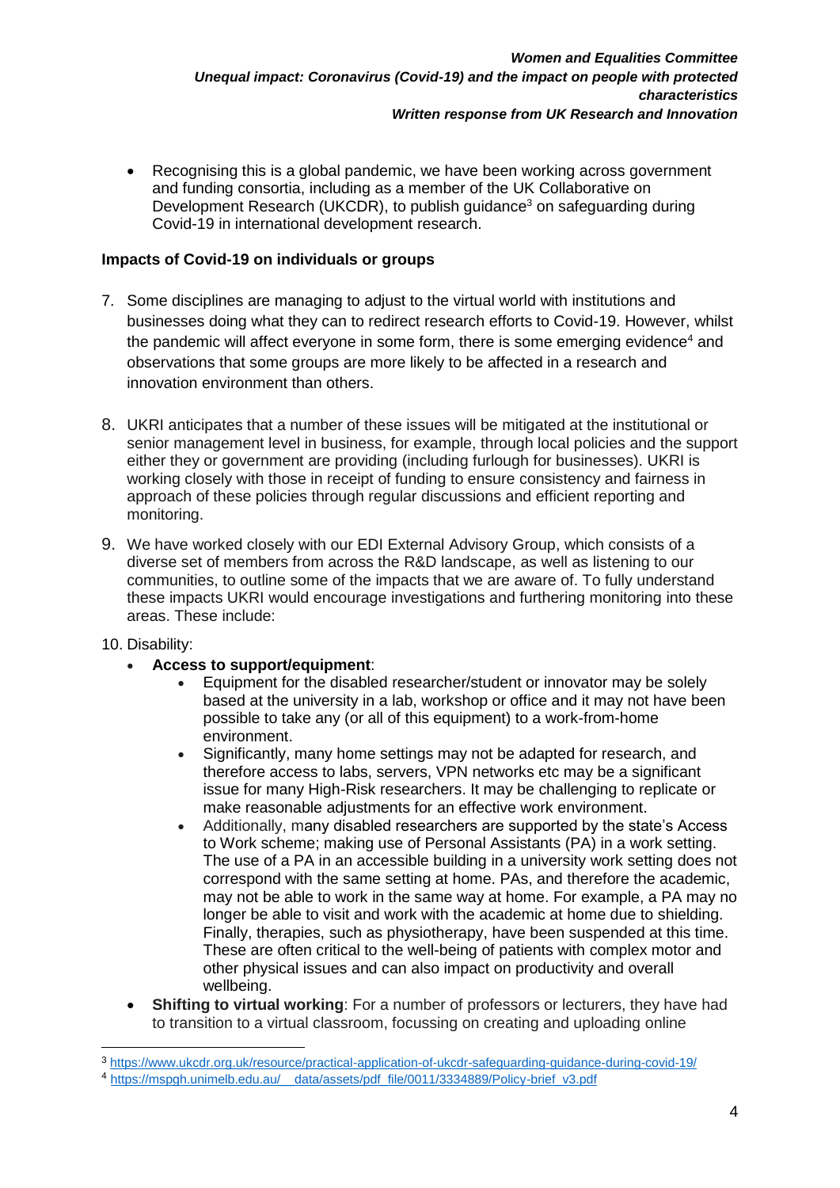- Recognising this is a global pandemic, we have been working across government and funding consortia, including as a member of the UK Collaborative on Development Research (UKCDR), to publish guidance[3] on safeguarding during Covid-19 in international development research.

**Impacts of Covid-19 on individuals or groups**

7. Some disciplines are managing to adjust to the virtual world with institutions and businesses doing what they can to redirect research efforts to Covid-19. However, whilst the pandemic will affect everyone in some form, there is some emerging evidence[4] and observations that some groups are more likely to be affected in a research and innovation environment than others.

8. UKRI anticipates that a number of these issues will be mitigated at the institutional or senior management level in business, for example, through local policies and the support either they or government are providing (including furlough for businesses). UKRI is working closely with those in receipt of funding to ensure consistency and fairness in approach of these policies through regular discussions and efficient reporting and monitoring.

9. We have worked closely with our EDI External Advisory Group, which consists of a diverse set of members from across the R&D landscape, as well as listening to our communities, to outline some of the impacts that we are aware of. To fully understand these impacts UKRI would encourage investigations and furthering monitoring into these areas. These include:

10. Disability:
    - **Access to support/equipment**:
        - Equipment for the disabled researcher/student or innovator may be solely based at the university in a lab, workshop or office and it may not have been possible to take any (or all of this equipment) to a work-from-home environment.
        - Significantly, many home settings may not be adapted for research, and therefore access to labs, servers, VPN networks etc may be a significant issue for many High-Risk researchers. It may be challenging to replicate or make reasonable adjustments for an effective work environment.
        - Additionally, many disabled researchers are supported by the state's Access to Work scheme; making use of Personal Assistants (PA) in a work setting. The use of a PA in an accessible building in a university work setting does not correspond with the same setting at home. PAs, and therefore the academic, may not be able to work in the same way at home. For example, a PA may no longer be able to visit and work with the academic at home due to shielding. Finally, therapies, such as physiotherapy, have been suspended at this time. These are often critical to the well-being of patients with complex motor and other physical issues and can also impact on productivity and overall wellbeing.
    - **Shifting to virtual working**: For a number of professors or lecturers, they have had to transition to a virtual classroom, focussing on creating and uploading online

[3] https://www.ukcdr.org.uk/resource/practical-application-of-ukcdr-safeguarding-guidance-during-covid-19/

[4] https://mspgh.unimelb.edu.au/__data/assets/pdf_file/0011/3334889/Policy-brief_v3.pdf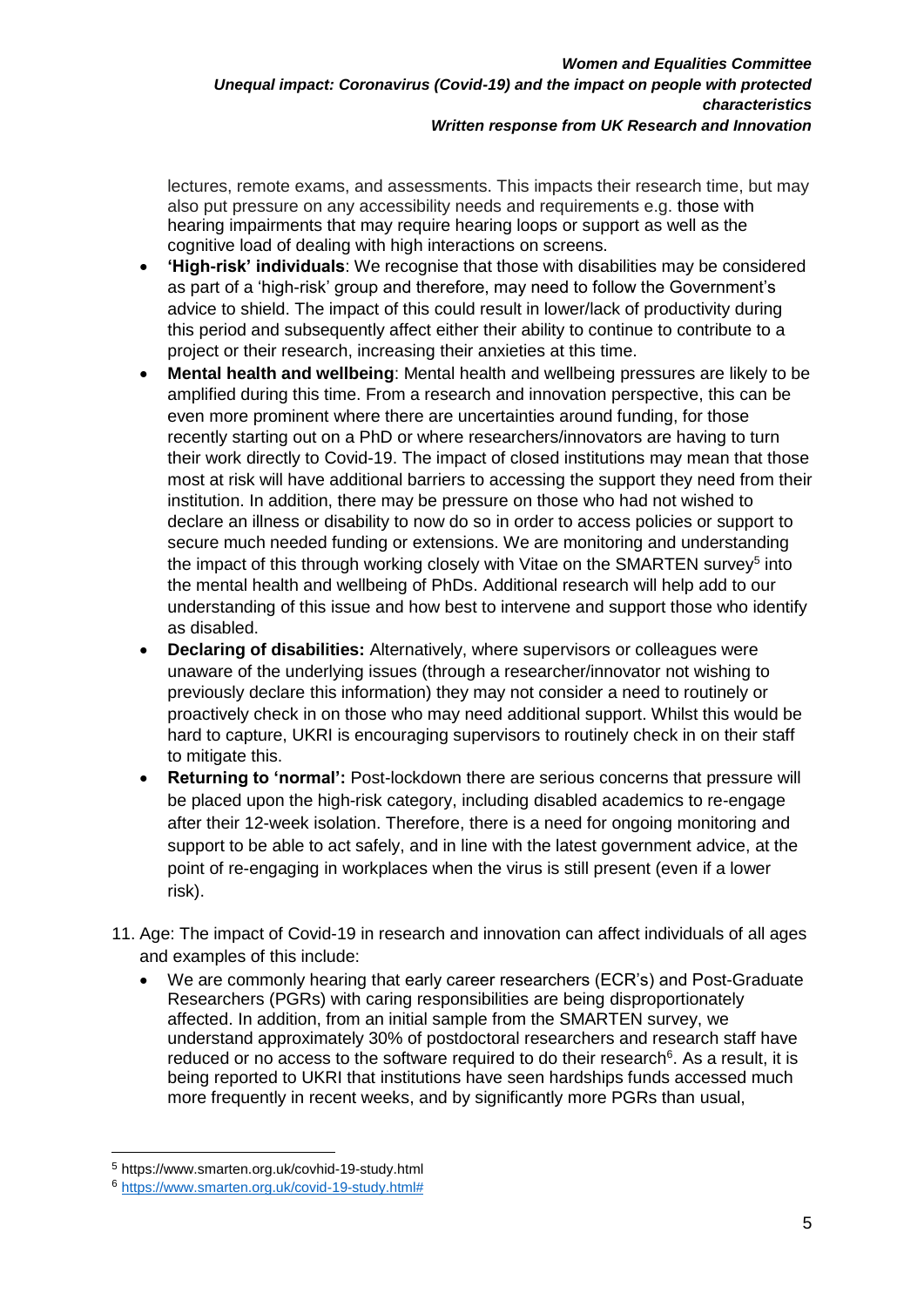lectures, remote exams, and assessments. This impacts their research time, but may also put pressure on any accessibility needs and requirements e.g. those with hearing impairments that may require hearing loops or support as well as the cognitive load of dealing with high interactions on screens.

- **'High-risk' individuals**: We recognise that those with disabilities may be considered as part of a 'high-risk' group and therefore, may need to follow the Government's advice to shield. The impact of this could result in lower/lack of productivity during this period and subsequently affect either their ability to continue to contribute to a project or their research, increasing their anxieties at this time.
- **Mental health and wellbeing**: Mental health and wellbeing pressures are likely to be amplified during this time. From a research and innovation perspective, this can be even more prominent where there are uncertainties around funding, for those recently starting out on a PhD or where researchers/innovators are having to turn their work directly to Covid-19. The impact of closed institutions may mean that those most at risk will have additional barriers to accessing the support they need from their institution. In addition, there may be pressure on those who had not wished to declare an illness or disability to now do so in order to access policies or support to secure much needed funding or extensions. We are monitoring and understanding the impact of this through working closely with Vitae on the SMARTEN survey[5] into the mental health and wellbeing of PhDs. Additional research will help add to our understanding of this issue and how best to intervene and support those who identify as disabled.
- **Declaring of disabilities:** Alternatively, where supervisors or colleagues were unaware of the underlying issues (through a researcher/innovator not wishing to previously declare this information) they may not consider a need to routinely or proactively check in on those who may need additional support. Whilst this would be hard to capture, UKRI is encouraging supervisors to routinely check in on their staff to mitigate this.
- **Returning to 'normal':** Post-lockdown there are serious concerns that pressure will be placed upon the high-risk category, including disabled academics to re-engage after their 12-week isolation. Therefore, there is a need for ongoing monitoring and support to be able to act safely, and in line with the latest government advice, at the point of re-engaging in workplaces when the virus is still present (even if a lower risk).

11. Age: The impact of Covid-19 in research and innovation can affect individuals of all ages and examples of this include:
    - We are commonly hearing that early career researchers (ECR's) and Post-Graduate Researchers (PGRs) with caring responsibilities are being disproportionately affected. In addition, from an initial sample from the SMARTEN survey, we understand approximately 30% of postdoctoral researchers and research staff have reduced or no access to the software required to do their research[6]. As a result, it is being reported to UKRI that institutions have seen hardships funds accessed much more frequently in recent weeks, and by significantly more PGRs than usual,

---

[5] https://www.smarten.org.uk/covhid-19-study.html

[6] https://www.smarten.org.uk/covid-19-study.html#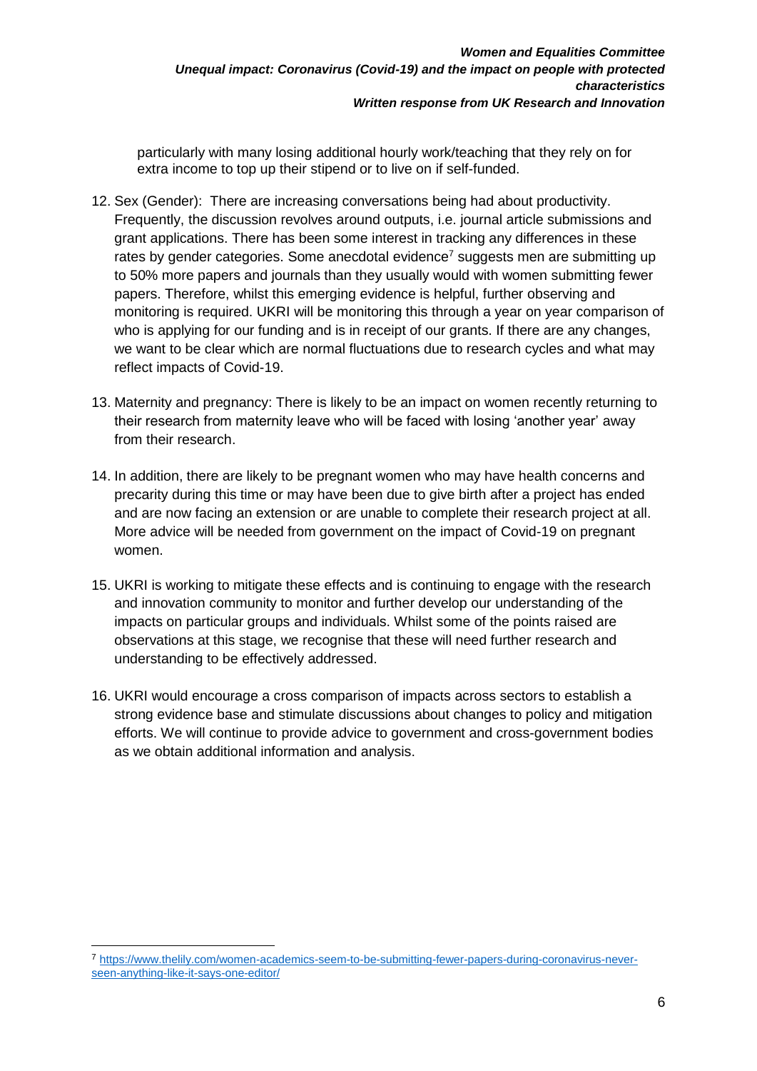particularly with many losing additional hourly work/teaching that they rely on for extra income to top up their stipend or to live on if self-funded.

12. Sex (Gender): There are increasing conversations being had about productivity. Frequently, the discussion revolves around outputs, i.e. journal article submissions and grant applications. There has been some interest in tracking any differences in these rates by gender categories. Some anecdotal evidence[7] suggests men are submitting up to 50% more papers and journals than they usually would with women submitting fewer papers. Therefore, whilst this emerging evidence is helpful, further observing and monitoring is required. UKRI will be monitoring this through a year on year comparison of who is applying for our funding and is in receipt of our grants. If there are any changes, we want to be clear which are normal fluctuations due to research cycles and what may reflect impacts of Covid-19.

13. Maternity and pregnancy: There is likely to be an impact on women recently returning to their research from maternity leave who will be faced with losing 'another year' away from their research.

14. In addition, there are likely to be pregnant women who may have health concerns and precarity during this time or may have been due to give birth after a project has ended and are now facing an extension or are unable to complete their research project at all. More advice will be needed from government on the impact of Covid-19 on pregnant women.

15. UKRI is working to mitigate these effects and is continuing to engage with the research and innovation community to monitor and further develop our understanding of the impacts on particular groups and individuals. Whilst some of the points raised are observations at this stage, we recognise that these will need further research and understanding to be effectively addressed.

16. UKRI would encourage a cross comparison of impacts across sectors to establish a strong evidence base and stimulate discussions about changes to policy and mitigation efforts. We will continue to provide advice to government and cross-government bodies as we obtain additional information and analysis.

[7] https://www.thelily.com/women-academics-seem-to-be-submitting-fewer-papers-during-coronavirus-never-seen-anything-like-it-says-one-editor/